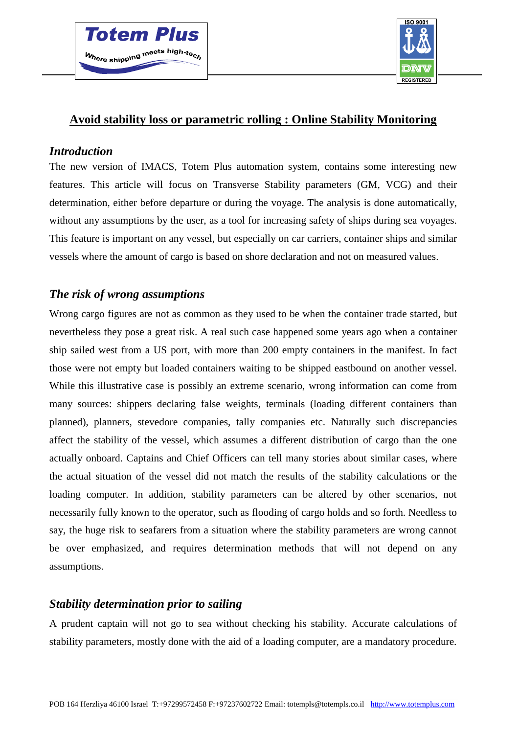# Avoid stability loss or parametric rolling : Online Stability Monitoring

## *Introduction*

The new version of IMACS, Totem Plus automation system, contains some interesting new features. This article will focus on Transverse Stability parameters (GM, VCG) and their determination, either before departure or during the voyage. The analysis is done automatically, without any assumptions by the user, as a tool for increasing safety of ships during sea voyages. This feature is important on any vessel, but especially on car carriers, container ships and similar vessels where the amount of cargo is based on shore declaration and not on measured values.

## *The risk of wrong assumptions*

Wrong cargo figures are not as common as they used to be when the container trade started, but nevertheless they pose a great risk. A real such case happened some years ago when a container ship sailed west from a US port, with more than 200 empty containers in the manifest. In fact those were not empty but loaded containers waiting to be shipped eastbound on another vessel. While this illustrative case is possibly an extreme scenario, wrong information can come from many sources: shippers declaring false weights, terminals (loading different containers than planned), planners, stevedore companies, tally companies etc. Naturally such discrepancies affect the stability of the vessel, which assumes a different distribution of cargo than the one actually onboard. Captains and Chief Officers can tell many stories about similar cases, where the actual situation of the vessel did not match the results of the stability calculations or the loading computer. In addition, stability parameters can be altered by other scenarios, not necessarily fully known to the operator, such as flooding of cargo holds and so forth. Needless to say, the huge risk to seafarers from a situation where the stability parameters are wrong cannot be over emphasized, and requires determination methods that will not depend on any assumptions.

## *Stability determination prior to sailing*

A prudent captain will not go to sea without checking his stability. Accurate calculations of stability parameters, mostly done with the aid of a loading computer, are a mandatory procedure.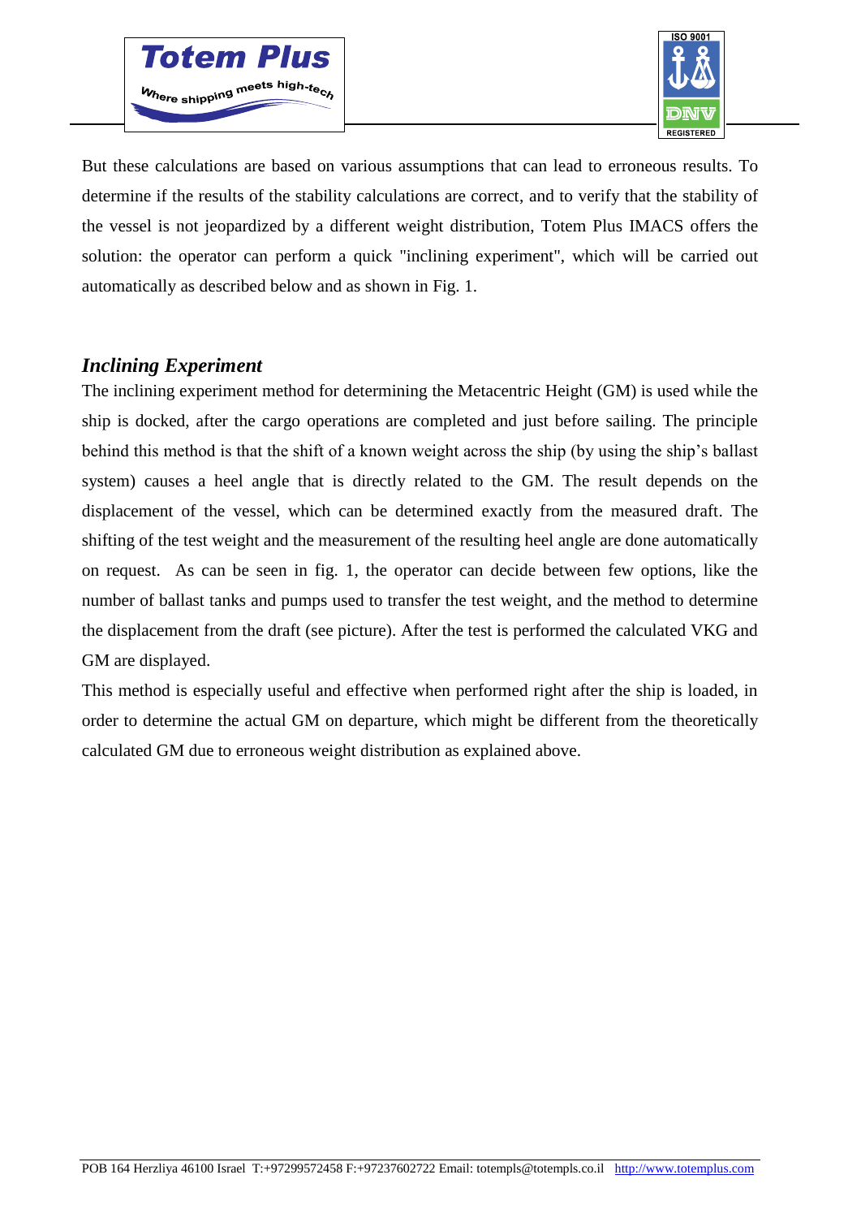But these calculations are based on various assumptions that can lead to erroneous results. To determine if the results of the stability calculations are correct, and to verify that the stability of the vessel is not jeopardized by a different weight distribution, Totem Plus IMACS offers the solution: the operator can perform a quick "inclining experiment", which will be carried out automatically as described below and as shown in Fig. 1.

## *Inclining Experiment*

The inclining experiment method for determining the Metacentric Height (GM) is used while the ship is docked, after the cargo operations are completed and just before sailing. The principle behind this method is that the shift of a known weight across the ship (by using the ship's ballast system) causes a heel angle that is directly related to the GM. The result depends on the displacement of the vessel, which can be determined exactly from the measured draft. The shifting of the test weight and the measurement of the resulting heel angle are done automatically on request. As can be seen in fig. 1, the operator can decide between few options, like the number of ballast tanks and pumps used to transfer the test weight, and the method to determine the displacement from the draft (see picture). After the test is performed the calculated VKG and GM are displayed.

This method is especially useful and effective when performed right after the ship is loaded, in order to determine the actual GM on departure, which might be different from the theoretically calculated GM due to erroneous weight distribution as explained above.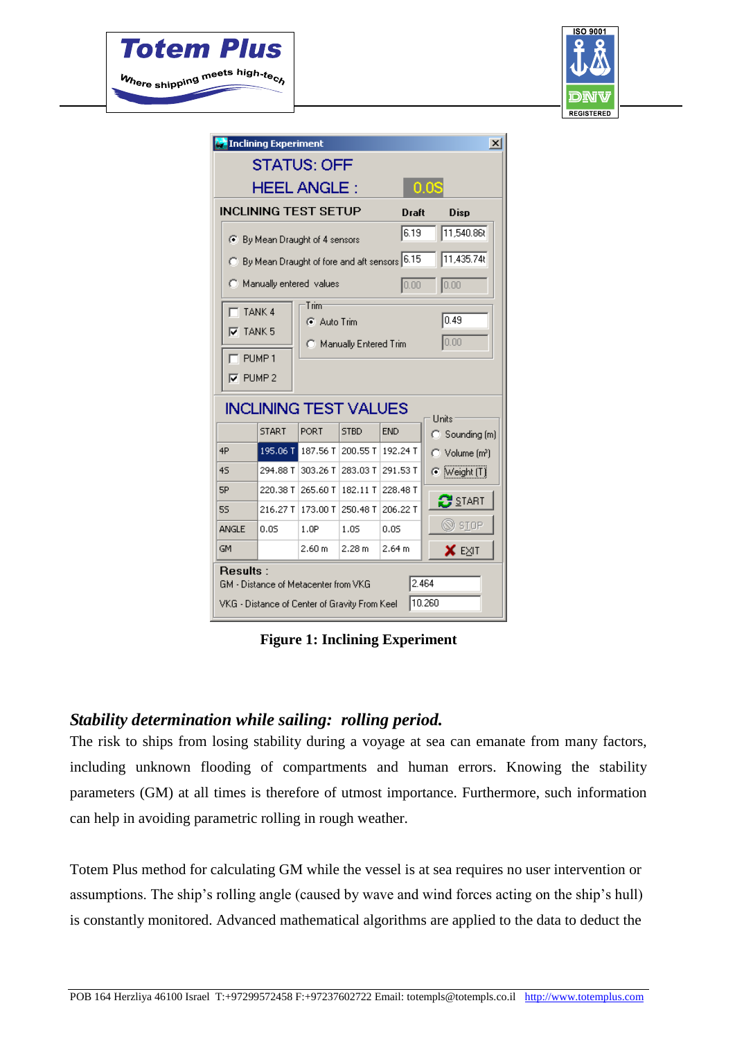**Inclining Experiment**

STATUS: OFF

HEEL ANGLE : 0.0S

**INCLINING TEST SETUP**

| | Draft | Disp |
|---|---|---|
| By Mean Draught of 4 sensors | 6.19 | 11,540.86t |
| By Mean Draught of fore and aft sensors | 6.15 | 11,435.74t |
| Manually entered values | 0.00 | 0.00 |

- TANK 4
- ☑ TANK 5
- PUMP 1
- ☑ PUMP 2

Trim
- Auto Trim: 0.49
- Manually Entered Trim: 0.00

**INCLINING TEST VALUES**

| | START | PORT | STBD | END |
|---|---|---|---|---|
| 4P | 195.06 T | 187.56 T | 200.55 T | 192.24 T |
| 4S | 294.88 T | 303.26 T | 283.03 T | 291.53 T |
| 5P | 220.38 T | 265.60 T | 182.11 T | 228.48 T |
| 5S | 216.27 T | 173.00 T | 250.48 T | 206.22 T |
| ANGLE | 0.0S | 1.0P | 1.0S | 0.0S |
| GM | | 2.60 m | 2.28 m | 2.64 m |

Units: Sounding (m), Volume (m³), Weight (T)

START / STOP / EXIT

**Results :**

GM - Distance of Metacenter from VKG: 2.464

VKG - Distance of Center of Gravity From Keel: 10.260

**Figure 1: Inclining Experiment**

### *Stability determination while sailing: rolling period.*

The risk to ships from losing stability during a voyage at sea can emanate from many factors, including unknown flooding of compartments and human errors. Knowing the stability parameters (GM) at all times is therefore of utmost importance. Furthermore, such information can help in avoiding parametric rolling in rough weather.

Totem Plus method for calculating GM while the vessel is at sea requires no user intervention or assumptions. The ship's rolling angle (caused by wave and wind forces acting on the ship's hull) is constantly monitored. Advanced mathematical algorithms are applied to the data to deduct the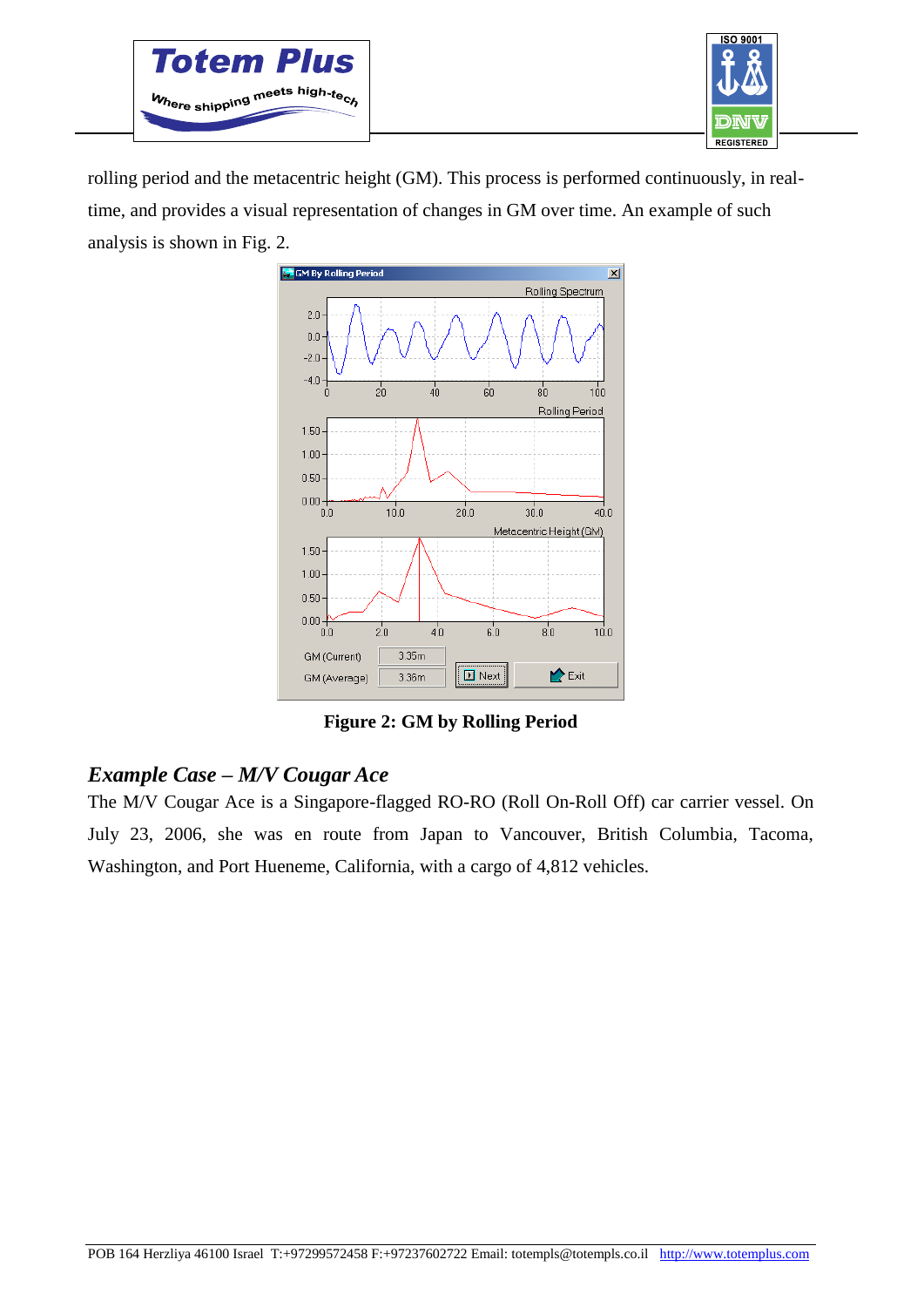rolling period and the metacentric height (GM). This process is performed continuously, in real-time, and provides a visual representation of changes in GM over time. An example of such analysis is shown in Fig. 2.

**Figure 2: GM by Rolling Period**

## *Example Case – M/V Cougar Ace*

The M/V Cougar Ace is a Singapore-flagged RO-RO (Roll On-Roll Off) car carrier vessel. On July 23, 2006, she was en route from Japan to Vancouver, British Columbia, Tacoma, Washington, and Port Hueneme, California, with a cargo of 4,812 vehicles.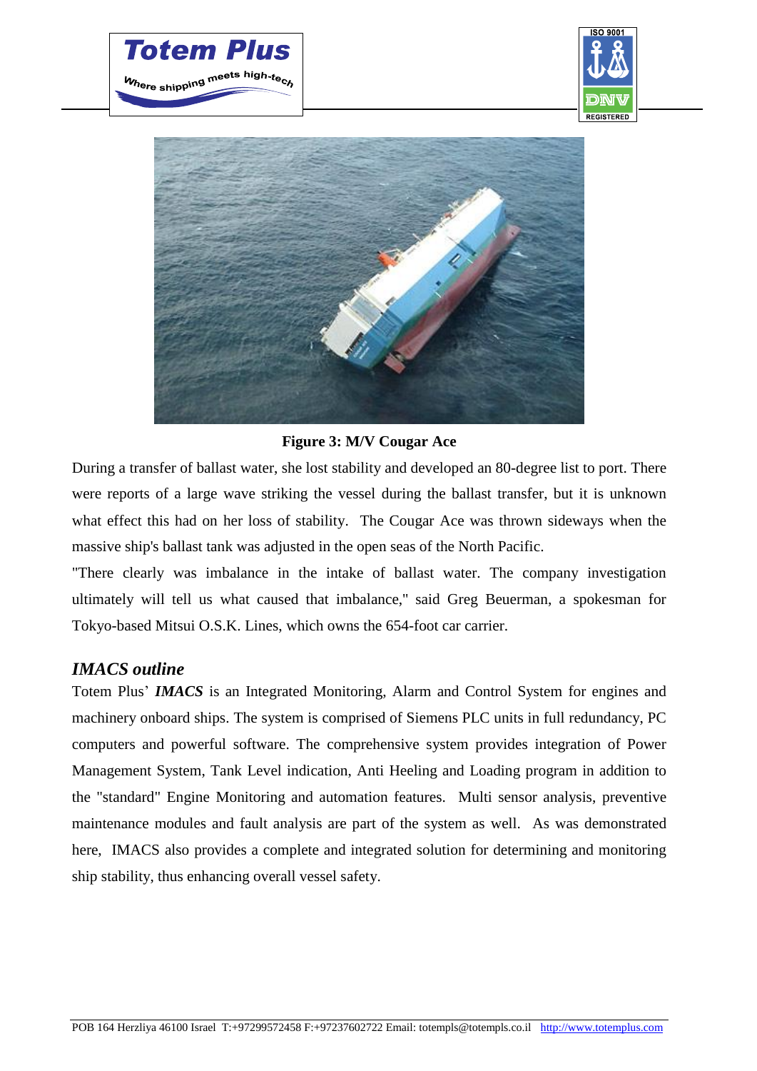**Figure 3: M/V Cougar Ace**

During a transfer of ballast water, she lost stability and developed an 80-degree list to port. There were reports of a large wave striking the vessel during the ballast transfer, but it is unknown what effect this had on her loss of stability. The Cougar Ace was thrown sideways when the massive ship's ballast tank was adjusted in the open seas of the North Pacific.

"There clearly was imbalance in the intake of ballast water. The company investigation ultimately will tell us what caused that imbalance," said Greg Beuerman, a spokesman for Tokyo-based Mitsui O.S.K. Lines, which owns the 654-foot car carrier.

## *IMACS outline*

Totem Plus' ***IMACS*** is an Integrated Monitoring, Alarm and Control System for engines and machinery onboard ships. The system is comprised of Siemens PLC units in full redundancy, PC computers and powerful software. The comprehensive system provides integration of Power Management System, Tank Level indication, Anti Heeling and Loading program in addition to the "standard" Engine Monitoring and automation features. Multi sensor analysis, preventive maintenance modules and fault analysis are part of the system as well. As was demonstrated here, IMACS also provides a complete and integrated solution for determining and monitoring ship stability, thus enhancing overall vessel safety.